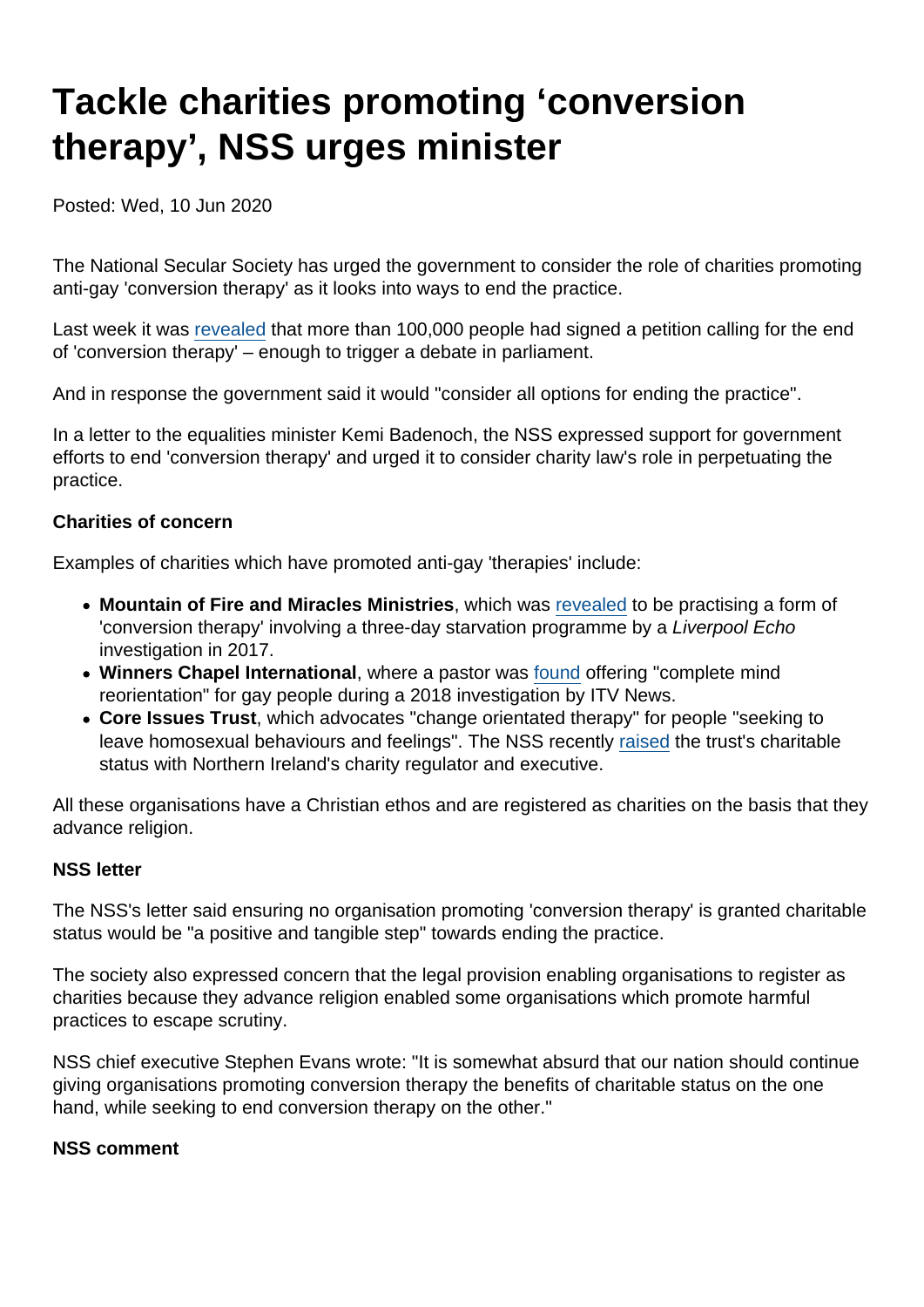# Tackle charities promoting 'conversion therapy', NSS urges minister

Posted: Wed, 10 Jun 2020

The National Secular Society has urged the government to consider the role of charities promoting anti-gay 'conversion therapy' as it looks into ways to end the practice.

Last week it was revealed that more than 100,000 people had signed a petition calling for the end of 'conversion therapy' – enough to trigger a debate in parliament.

And in response the government said it would "consider all options for ending the practice".

In a letter to the equalities minister Kemi Badenoch, the NSS expressed support for government efforts to end 'conversion therapy' and urged it to consider charity law's role in perpetuating the practice.

**Charities of concern**

Examples of charities which have promoted anti-gay 'therapies' include:

- **Mountain of Fire and Miracles Ministries**, which was revealed to be practising a form of 'conversion therapy' involving a three-day starvation programme by a *Liverpool Echo* investigation in 2017.
- **Winners Chapel International**, where a pastor was found offering "complete mind reorientation" for gay people during a 2018 investigation by ITV News.
- **Core Issues Trust**, which advocates "change orientated therapy" for people "seeking to leave homosexual behaviours and feelings". The NSS recently raised the trust's charitable status with Northern Ireland's charity regulator and executive.

All these organisations have a Christian ethos and are registered as charities on the basis that they advance religion.

**NSS letter**

The NSS's letter said ensuring no organisation promoting 'conversion therapy' is granted charitable status would be "a positive and tangible step" towards ending the practice.

The society also expressed concern that the legal provision enabling organisations to register as charities because they advance religion enabled some organisations which promote harmful practices to escape scrutiny.

NSS chief executive Stephen Evans wrote: "It is somewhat absurd that our nation should continue giving organisations promoting conversion therapy the benefits of charitable status on the one hand, while seeking to end conversion therapy on the other."

**NSS comment**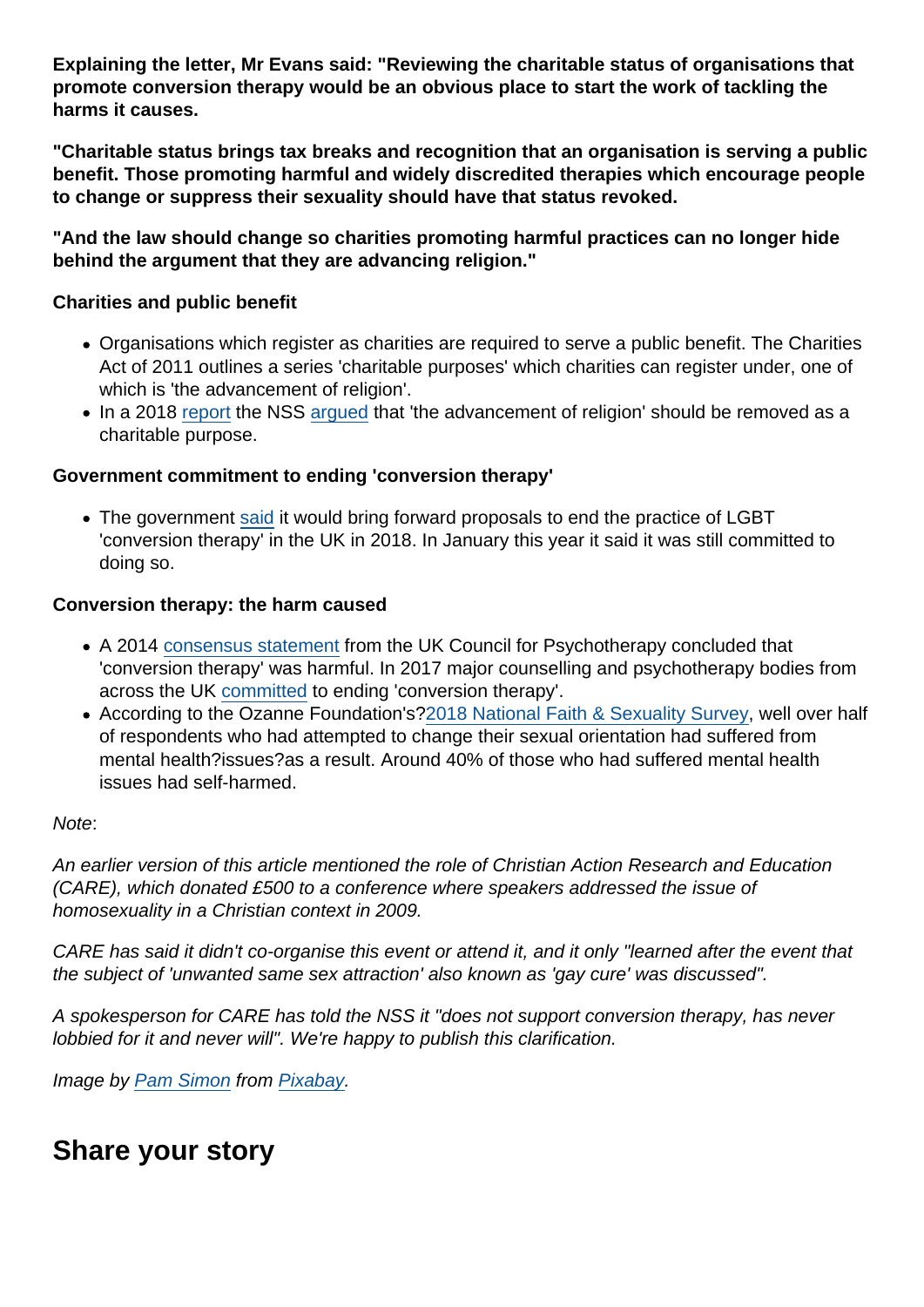**Explaining the letter, Mr Evans said: "Reviewing the charitable status of organisations that promote conversion therapy would be an obvious place to start the work of tackling the harms it causes.**

**"Charitable status brings tax breaks and recognition that an organisation is serving a public benefit. Those promoting harmful and widely discredited therapies which encourage people to change or suppress their sexuality should have that status revoked.**

**"And the law should change so charities promoting harmful practices can no longer hide behind the argument that they are advancing religion."**

**Charities and public benefit**

- Organisations which register as charities are required to serve a public benefit. The Charities Act of 2011 outlines a series 'charitable purposes' which charities can register under, one of which is 'the advancement of religion'.
- In a 2018 report the NSS argued that 'the advancement of religion' should be removed as a charitable purpose.

**Government commitment to ending 'conversion therapy'**

- The government said it would bring forward proposals to end the practice of LGBT 'conversion therapy' in the UK in 2018. In January this year it said it was still committed to doing so.

**Conversion therapy: the harm caused**

- A 2014 consensus statement from the UK Council for Psychotherapy concluded that 'conversion therapy' was harmful. In 2017 major counselling and psychotherapy bodies from across the UK committed to ending 'conversion therapy'.
- According to the Ozanne Foundation's?2018 National Faith & Sexuality Survey, well over half of respondents who had attempted to change their sexual orientation had suffered from mental health?issues?as a result. Around 40% of those who had suffered mental health issues had self-harmed.

*Note*:

*An earlier version of this article mentioned the role of Christian Action Research and Education (CARE), which donated £500 to a conference where speakers addressed the issue of homosexuality in a Christian context in 2009.*

*CARE has said it didn't co-organise this event or attend it, and it only "learned after the event that the subject of 'unwanted same sex attraction' also known as 'gay cure' was discussed".*

*A spokesperson for CARE has told the NSS it "does not support conversion therapy, has never lobbied for it and never will". We're happy to publish this clarification.*

*Image by Pam Simon from Pixabay.*

## Share your story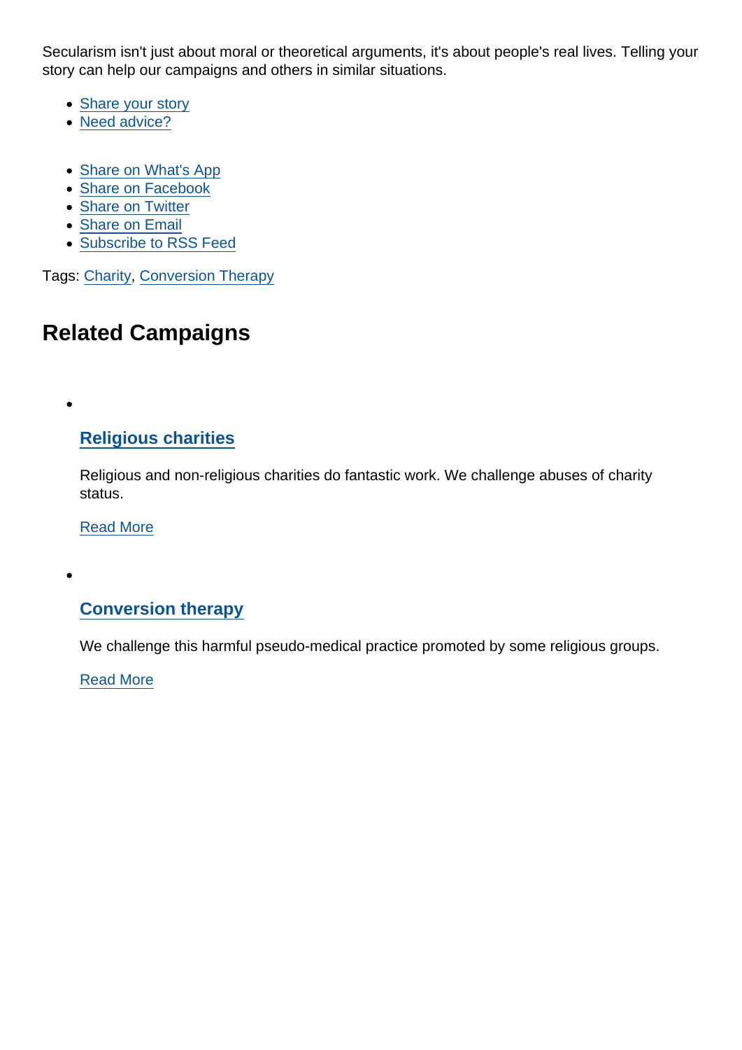Secularism isn't just about moral or theoretical arguments, it's about people's real lives. Telling your story can help our campaigns and others in similar situations.

- Share your story
- Need advice?

- Share on What's App
- Share on Facebook
- Share on Twitter
- Share on Email
- Subscribe to RSS Feed

Tags: Charity, Conversion Therapy

## Related Campaigns

- ### Religious charities

  Religious and non-religious charities do fantastic work. We challenge abuses of charity status.

  Read More

- ### Conversion therapy

  We challenge this harmful pseudo-medical practice promoted by some religious groups.

  Read More